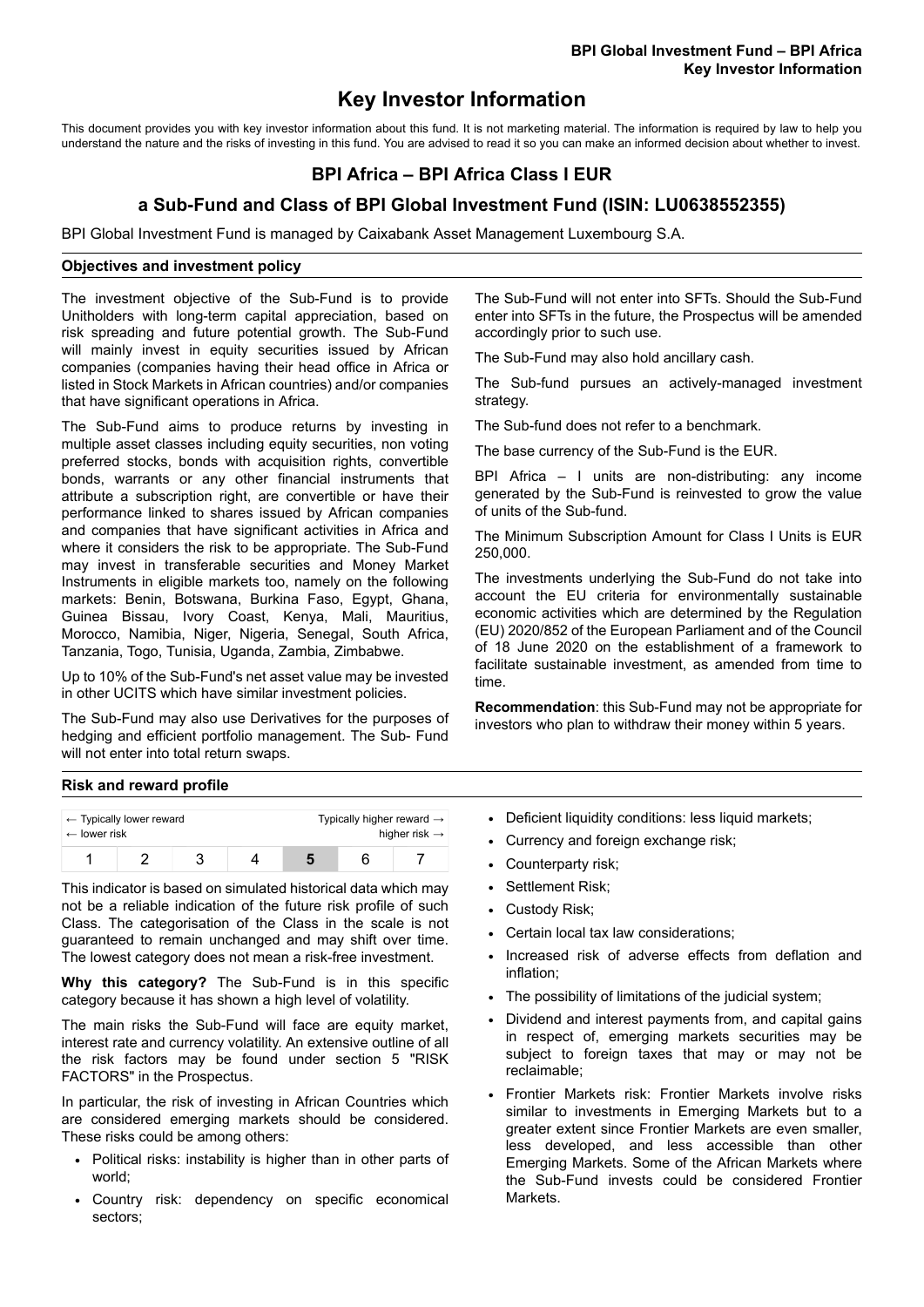# Key Investor Information

This document provides you with key investor information about this fund. It is not marketing material. The information is required by law to help you understand the nature and the risks of investing in this fund. You are advised to read it so you can make an informed decision about whether to invest.

## BPI Africa – BPI Africa Class I EUR

## a Sub-Fund and Class of BPI Global Investment Fund (ISIN: LU0638552355)

BPI Global Investment Fund is managed by Caixabank Asset Management Luxembourg S.A.

### Objectives and investment policy

The investment objective of the Sub-Fund is to provide Unitholders with long-term capital appreciation, based on risk spreading and future potential growth. The Sub-Fund will mainly invest in equity securities issued by African companies (companies having their head office in Africa or listed in Stock Markets in African countries) and/or companies that have significant operations in Africa.

The Sub-Fund aims to produce returns by investing in multiple asset classes including equity securities, non voting preferred stocks, bonds with acquisition rights, convertible bonds, warrants or any other financial instruments that attribute a subscription right, are convertible or have their performance linked to shares issued by African companies and companies that have significant activities in Africa and where it considers the risk to be appropriate. The Sub-Fund may invest in transferable securities and Money Market Instruments in eligible markets too, namely on the following markets: Benin, Botswana, Burkina Faso, Egypt, Ghana, Guinea Bissau, Ivory Coast, Kenya, Mali, Mauritius, Morocco, Namibia, Niger, Nigeria, Senegal, South Africa, Tanzania, Togo, Tunisia, Uganda, Zambia, Zimbabwe.

Up to 10% of the Sub-Fund's net asset value may be invested in other UCITS which have similar investment policies.

The Sub-Fund may also use Derivatives for the purposes of hedging and efficient portfolio management. The Sub- Fund will not enter into total return swaps.

The Sub-Fund will not enter into SFTs. Should the Sub-Fund enter into SFTs in the future, the Prospectus will be amended accordingly prior to such use.

The Sub-Fund may also hold ancillary cash.

The Sub-fund pursues an actively-managed investment strategy.

The Sub-fund does not refer to a benchmark.

The base currency of the Sub-Fund is the EUR.

BPI Africa – I units are non-distributing: any income generated by the Sub-Fund is reinvested to grow the value of units of the Sub-fund.

The Minimum Subscription Amount for Class I Units is EUR 250,000.

The investments underlying the Sub-Fund do not take into account the EU criteria for environmentally sustainable economic activities which are determined by the Regulation (EU) 2020/852 of the European Parliament and of the Council of 18 June 2020 on the establishment of a framework to facilitate sustainable investment, as amended from time to time.

**Recommendation**: this Sub-Fund may not be appropriate for investors who plan to withdraw their money within 5 years.

### Risk and reward profile

| ← Typically lower reward ← lower risk | | | | | | Typically higher reward → higher risk → |
|---|---|---|---|---|---|---|
| 1 | 2 | 3 | 4 | **5** | 6 | 7 |

This indicator is based on simulated historical data which may not be a reliable indication of the future risk profile of such Class. The categorisation of the Class in the scale is not guaranteed to remain unchanged and may shift over time. The lowest category does not mean a risk-free investment.

**Why this category?** The Sub-Fund is in this specific category because it has shown a high level of volatility.

The main risks the Sub-Fund will face are equity market, interest rate and currency volatility. An extensive outline of all the risk factors may be found under section 5 "RISK FACTORS" in the Prospectus.

In particular, the risk of investing in African Countries which are considered emerging markets should be considered. These risks could be among others:

- Political risks: instability is higher than in other parts of world;
- Country risk: dependency on specific economical sectors;
- Deficient liquidity conditions: less liquid markets;
- Currency and foreign exchange risk;
- Counterparty risk;
- Settlement Risk;
- Custody Risk;
- Certain local tax law considerations;
- Increased risk of adverse effects from deflation and inflation;
- The possibility of limitations of the judicial system;
- Dividend and interest payments from, and capital gains in respect of, emerging markets securities may be subject to foreign taxes that may or may not be reclaimable;
- Frontier Markets risk: Frontier Markets involve risks similar to investments in Emerging Markets but to a greater extent since Frontier Markets are even smaller, less developed, and less accessible than other Emerging Markets. Some of the African Markets where the Sub-Fund invests could be considered Frontier Markets.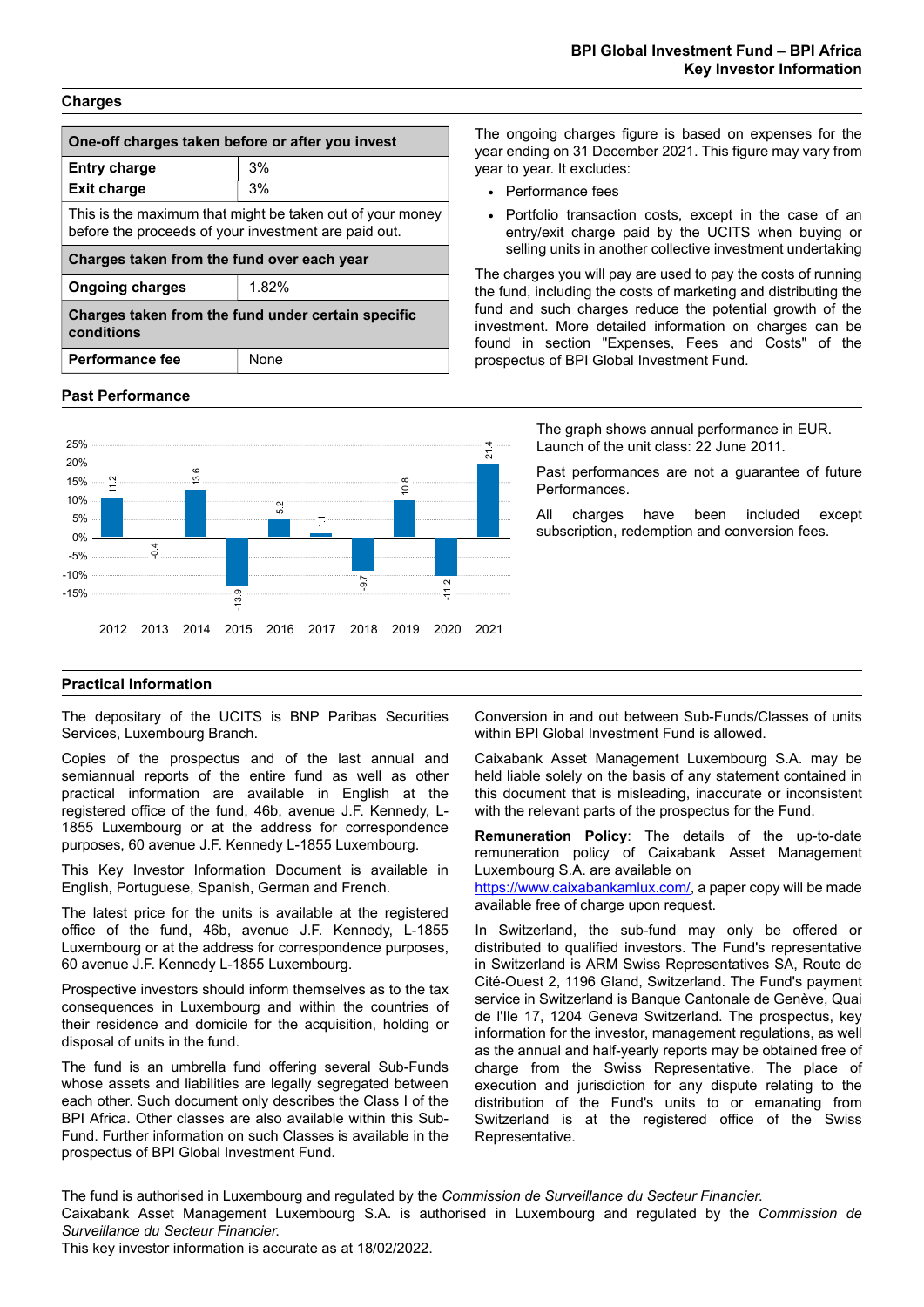## Charges

| One-off charges taken before or after you invest | |
|---|---|
| **Entry charge** | 3% |
| **Exit charge** | 3% |
| This is the maximum that might be taken out of your money before the proceeds of your investment are paid out. | |
| **Charges taken from the fund over each year** | |
| **Ongoing charges** | 1.82% |
| **Charges taken from the fund under certain specific conditions** | |
| **Performance fee** | None |

The ongoing charges figure is based on expenses for the year ending on 31 December 2021. This figure may vary from year to year. It excludes:

- Performance fees
- Portfolio transaction costs, except in the case of an entry/exit charge paid by the UCITS when buying or selling units in another collective investment undertaking

The charges you will pay are used to pay the costs of running the fund, including the costs of marketing and distributing the fund and such charges reduce the potential growth of the investment. More detailed information on charges can be found in section "Expenses, Fees and Costs" of the prospectus of BPI Global Investment Fund.

## Past Performance

25%
20%
15%
10%
5%
0%
-5%
-10%
-15%

11.2
-0.4
13.6
-13.9
5.2
1.1
-9.7
10.8
-11.2
21.4

2012 2013 2014 2015 2016 2017 2018 2019 2020 2021

The graph shows annual performance in EUR.
Launch of the unit class: 22 June 2011.

Past performances are not a guarantee of future Performances.

All charges have been included except subscription, redemption and conversion fees.

## Practical Information

The depositary of the UCITS is BNP Paribas Securities Services, Luxembourg Branch.

Copies of the prospectus and of the last annual and semiannual reports of the entire fund as well as other practical information are available in English at the registered office of the fund, 46b, avenue J.F. Kennedy, L-1855 Luxembourg or at the address for correspondence purposes, 60 avenue J.F. Kennedy L-1855 Luxembourg.

This Key Investor Information Document is available in English, Portuguese, Spanish, German and French.

The latest price for the units is available at the registered office of the fund, 46b, avenue J.F. Kennedy, L-1855 Luxembourg or at the address for correspondence purposes, 60 avenue J.F. Kennedy L-1855 Luxembourg.

Prospective investors should inform themselves as to the tax consequences in Luxembourg and within the countries of their residence and domicile for the acquisition, holding or disposal of units in the fund.

The fund is an umbrella fund offering several Sub-Funds whose assets and liabilities are legally segregated between each other. Such document only describes the Class I of the BPI Africa. Other classes are also available within this Sub-Fund. Further information on such Classes is available in the prospectus of BPI Global Investment Fund.

Conversion in and out between Sub-Funds/Classes of units within BPI Global Investment Fund is allowed.

Caixabank Asset Management Luxembourg S.A. may be held liable solely on the basis of any statement contained in this document that is misleading, inaccurate or inconsistent with the relevant parts of the prospectus for the Fund.

**Remuneration Policy**: The details of the up-to-date remuneration policy of Caixabank Asset Management Luxembourg S.A. are available on https://www.caixabankamlux.com/, a paper copy will be made available free of charge upon request.

In Switzerland, the sub-fund may only be offered or distributed to qualified investors. The Fund's representative in Switzerland is ARM Swiss Representatives SA, Route de Cité-Ouest 2, 1196 Gland, Switzerland. The Fund's payment service in Switzerland is Banque Cantonale de Genève, Quai de l'Ile 17, 1204 Geneva Switzerland. The prospectus, key information for the investor, management regulations, as well as the annual and half-yearly reports may be obtained free of charge from the Swiss Representative. The place of execution and jurisdiction for any dispute relating to the distribution of the Fund's units to or emanating from Switzerland is at the registered office of the Swiss Representative.

The fund is authorised in Luxembourg and regulated by the *Commission de Surveillance du Secteur Financier.*
Caixabank Asset Management Luxembourg S.A. is authorised in Luxembourg and regulated by the *Commission de Surveillance du Secteur Financier.*
This key investor information is accurate as at 18/02/2022.